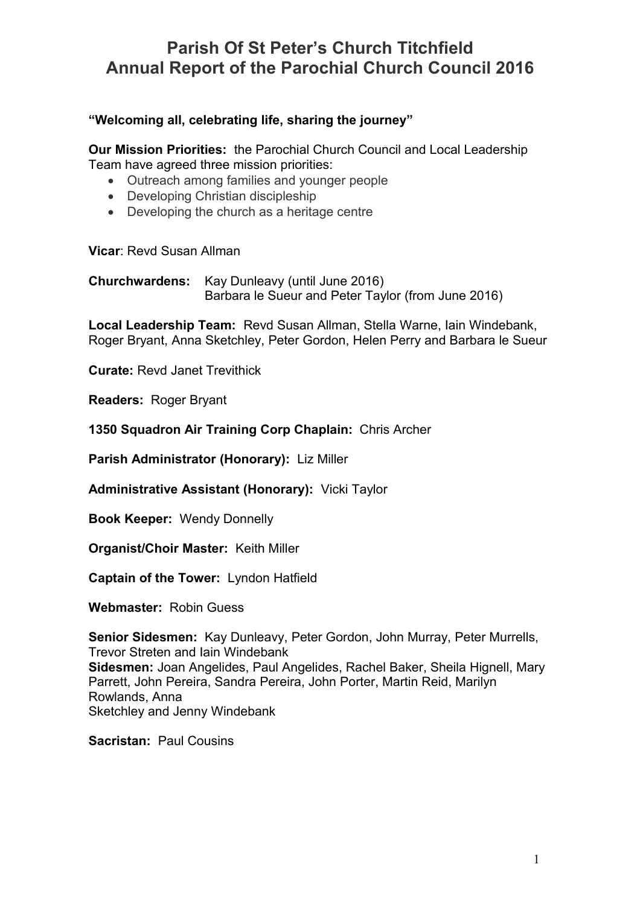# Parish Of St Peter's Church Titchfield
# Annual Report of the Parochial Church Council 2016

**"Welcoming all, celebrating life, sharing the journey"**

**Our Mission Priorities:** the Parochial Church Council and Local Leadership Team have agreed three mission priorities:

- Outreach among families and younger people
- Developing Christian discipleship
- Developing the church as a heritage centre

**Vicar**: Revd Susan Allman

**Churchwardens:** Kay Dunleavy (until June 2016)
Barbara le Sueur and Peter Taylor (from June 2016)

**Local Leadership Team:** Revd Susan Allman, Stella Warne, Iain Windebank, Roger Bryant, Anna Sketchley, Peter Gordon, Helen Perry and Barbara le Sueur

**Curate:** Revd Janet Trevithick

**Readers:** Roger Bryant

**1350 Squadron Air Training Corp Chaplain:** Chris Archer

**Parish Administrator (Honorary):** Liz Miller

**Administrative Assistant (Honorary):** Vicki Taylor

**Book Keeper:** Wendy Donnelly

**Organist/Choir Master:** Keith Miller

**Captain of the Tower:** Lyndon Hatfield

**Webmaster:** Robin Guess

**Senior Sidesmen:** Kay Dunleavy, Peter Gordon, John Murray, Peter Murrells, Trevor Streten and Iain Windebank
**Sidesmen:** Joan Angelides, Paul Angelides, Rachel Baker, Sheila Hignell, Mary Parrett, John Pereira, Sandra Pereira, John Porter, Martin Reid, Marilyn Rowlands, Anna Sketchley and Jenny Windebank

**Sacristan:** Paul Cousins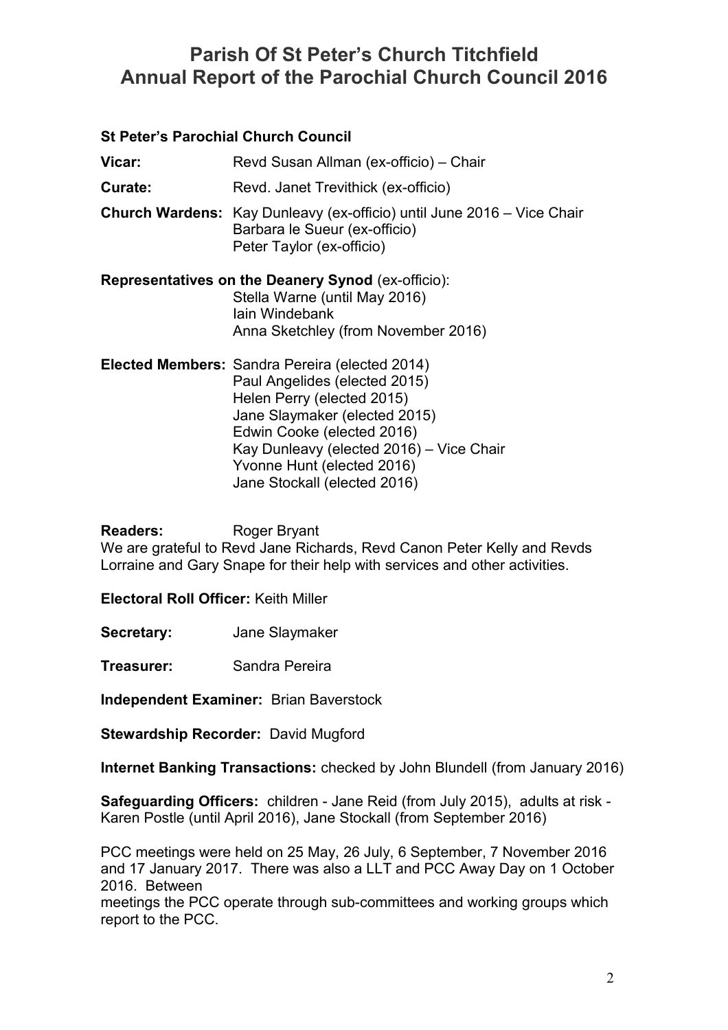# Parish Of St Peter's Church Titchfield
# Annual Report of the Parochial Church Council 2016

**St Peter's Parochial Church Council**

**Vicar:** Revd Susan Allman (ex-officio) – Chair

**Curate:** Revd. Janet Trevithick (ex-officio)

**Church Wardens:** Kay Dunleavy (ex-officio) until June 2016 – Vice Chair
Barbara le Sueur (ex-officio)
Peter Taylor (ex-officio)

**Representatives on the Deanery Synod** (ex-officio):
Stella Warne (until May 2016)
Iain Windebank
Anna Sketchley (from November 2016)

**Elected Members:** Sandra Pereira (elected 2014)
Paul Angelides (elected 2015)
Helen Perry (elected 2015)
Jane Slaymaker (elected 2015)
Edwin Cooke (elected 2016)
Kay Dunleavy (elected 2016) – Vice Chair
Yvonne Hunt (elected 2016)
Jane Stockall (elected 2016)

**Readers:** Roger Bryant

We are grateful to Revd Jane Richards, Revd Canon Peter Kelly and Revds Lorraine and Gary Snape for their help with services and other activities.

**Electoral Roll Officer:** Keith Miller

**Secretary:** Jane Slaymaker

**Treasurer:** Sandra Pereira

**Independent Examiner:** Brian Baverstock

**Stewardship Recorder:** David Mugford

**Internet Banking Transactions:** checked by John Blundell (from January 2016)

**Safeguarding Officers:** children - Jane Reid (from July 2015), adults at risk - Karen Postle (until April 2016), Jane Stockall (from September 2016)

PCC meetings were held on 25 May, 26 July, 6 September, 7 November 2016 and 17 January 2017. There was also a LLT and PCC Away Day on 1 October 2016. Between meetings the PCC operate through sub-committees and working groups which report to the PCC.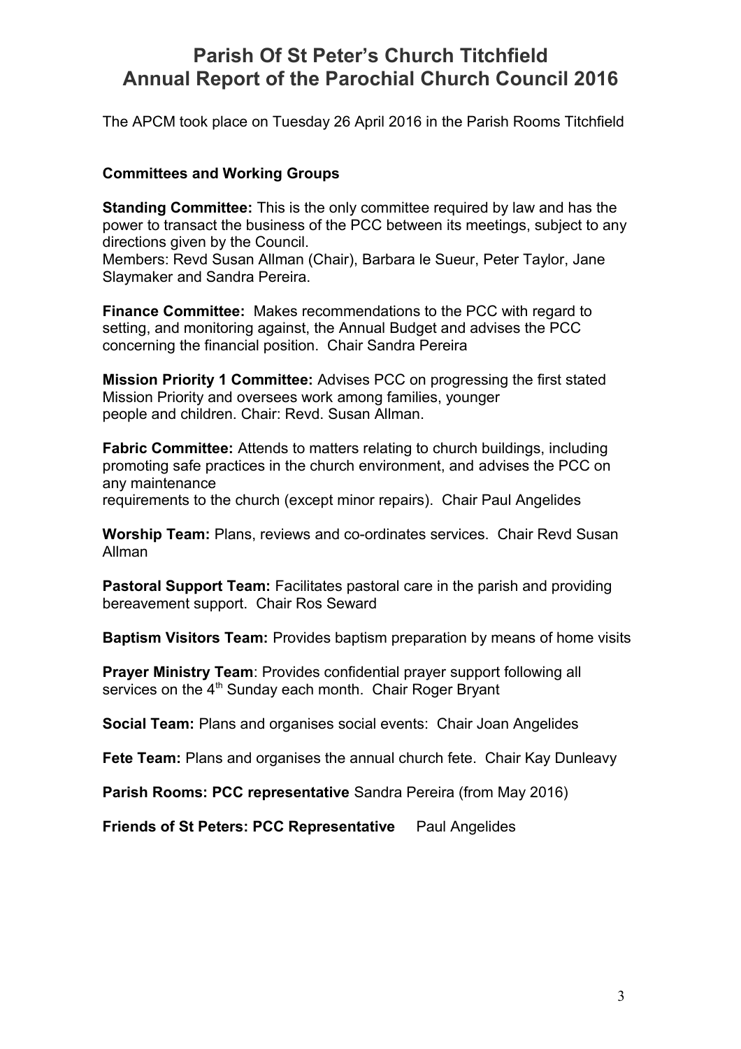# Parish Of St Peter's Church Titchfield
# Annual Report of the Parochial Church Council 2016

The APCM took place on Tuesday 26 April 2016 in the Parish Rooms Titchfield

**Committees and Working Groups**

**Standing Committee:** This is the only committee required by law and has the power to transact the business of the PCC between its meetings, subject to any directions given by the Council.
Members: Revd Susan Allman (Chair), Barbara le Sueur, Peter Taylor, Jane Slaymaker and Sandra Pereira.

**Finance Committee:** Makes recommendations to the PCC with regard to setting, and monitoring against, the Annual Budget and advises the PCC concerning the financial position. Chair Sandra Pereira

**Mission Priority 1 Committee:** Advises PCC on progressing the first stated Mission Priority and oversees work among families, younger people and children. Chair: Revd. Susan Allman.

**Fabric Committee:** Attends to matters relating to church buildings, including promoting safe practices in the church environment, and advises the PCC on any maintenance
requirements to the church (except minor repairs). Chair Paul Angelides

**Worship Team:** Plans, reviews and co-ordinates services. Chair Revd Susan Allman

**Pastoral Support Team:** Facilitates pastoral care in the parish and providing bereavement support. Chair Ros Seward

**Baptism Visitors Team:** Provides baptism preparation by means of home visits

**Prayer Ministry Team**: Provides confidential prayer support following all services on the 4th Sunday each month. Chair Roger Bryant

**Social Team:** Plans and organises social events: Chair Joan Angelides

**Fete Team:** Plans and organises the annual church fete. Chair Kay Dunleavy

**Parish Rooms: PCC representative** Sandra Pereira (from May 2016)

**Friends of St Peters: PCC Representative** Paul Angelides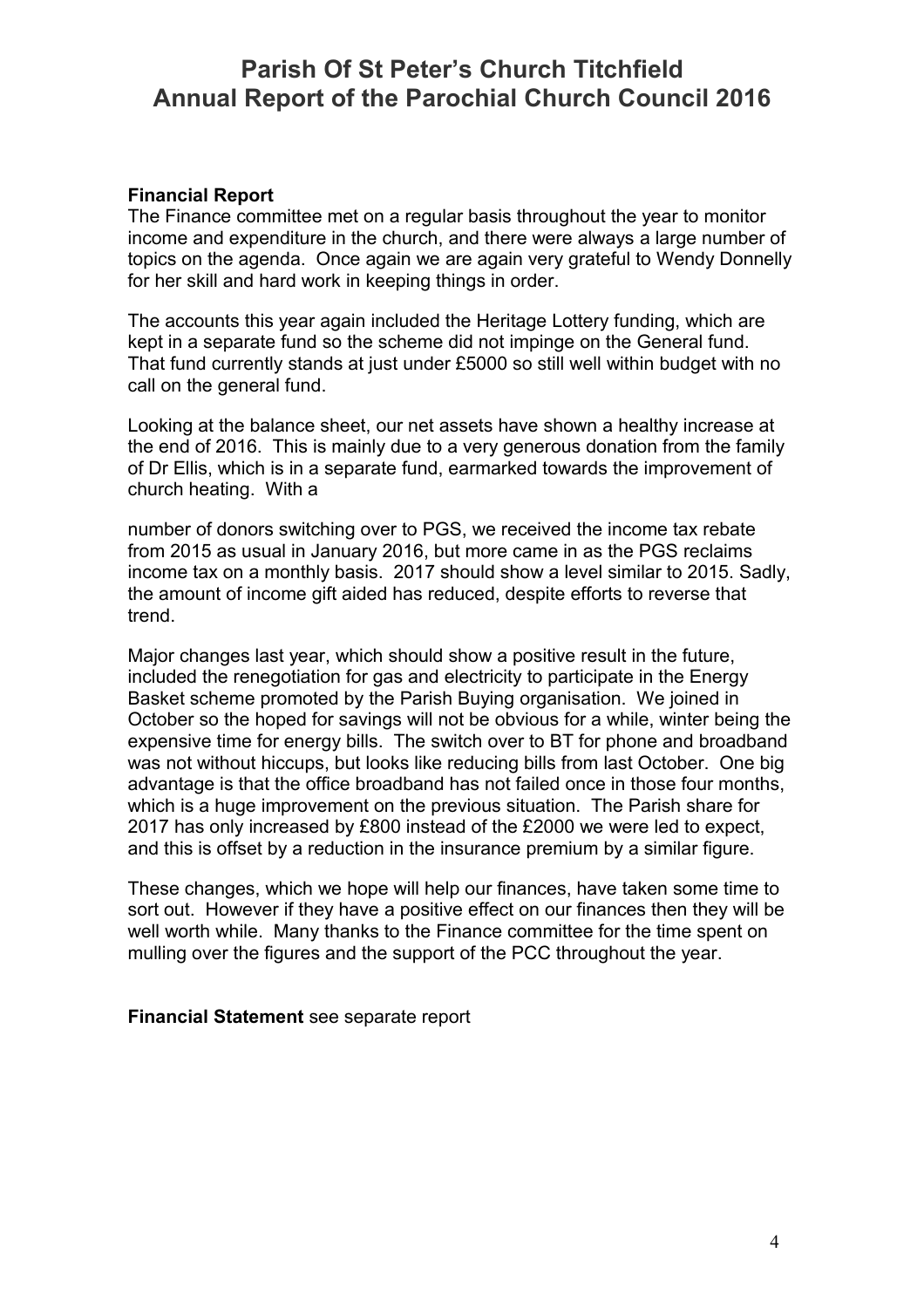# Parish Of St Peter's Church Titchfield
# Annual Report of the Parochial Church Council 2016

**Financial Report**

The Finance committee met on a regular basis throughout the year to monitor income and expenditure in the church, and there were always a large number of topics on the agenda. Once again we are again very grateful to Wendy Donnelly for her skill and hard work in keeping things in order.

The accounts this year again included the Heritage Lottery funding, which are kept in a separate fund so the scheme did not impinge on the General fund. That fund currently stands at just under £5000 so still well within budget with no call on the general fund.

Looking at the balance sheet, our net assets have shown a healthy increase at the end of 2016. This is mainly due to a very generous donation from the family of Dr Ellis, which is in a separate fund, earmarked towards the improvement of church heating. With a

number of donors switching over to PGS, we received the income tax rebate from 2015 as usual in January 2016, but more came in as the PGS reclaims income tax on a monthly basis. 2017 should show a level similar to 2015. Sadly, the amount of income gift aided has reduced, despite efforts to reverse that trend.

Major changes last year, which should show a positive result in the future, included the renegotiation for gas and electricity to participate in the Energy Basket scheme promoted by the Parish Buying organisation. We joined in October so the hoped for savings will not be obvious for a while, winter being the expensive time for energy bills. The switch over to BT for phone and broadband was not without hiccups, but looks like reducing bills from last October. One big advantage is that the office broadband has not failed once in those four months, which is a huge improvement on the previous situation. The Parish share for 2017 has only increased by £800 instead of the £2000 we were led to expect, and this is offset by a reduction in the insurance premium by a similar figure.

These changes, which we hope will help our finances, have taken some time to sort out. However if they have a positive effect on our finances then they will be well worth while. Many thanks to the Finance committee for the time spent on mulling over the figures and the support of the PCC throughout the year.

**Financial Statement** see separate report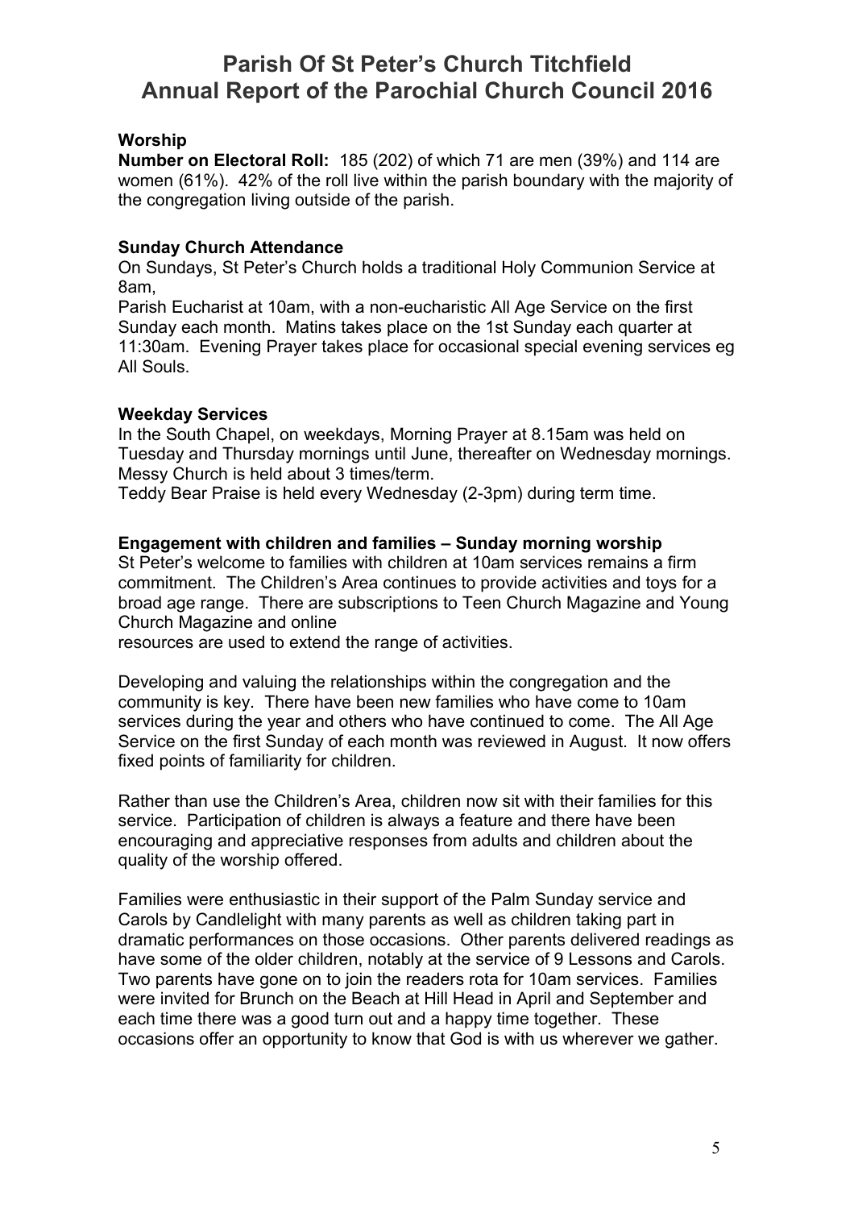# Parish Of St Peter's Church Titchfield
# Annual Report of the Parochial Church Council 2016

### Worship

**Number on Electoral Roll:** 185 (202) of which 71 are men (39%) and 114 are women (61%). 42% of the roll live within the parish boundary with the majority of the congregation living outside of the parish.

### Sunday Church Attendance

On Sundays, St Peter's Church holds a traditional Holy Communion Service at 8am,
Parish Eucharist at 10am, with a non-eucharistic All Age Service on the first Sunday each month. Matins takes place on the 1st Sunday each quarter at 11:30am. Evening Prayer takes place for occasional special evening services eg All Souls.

### Weekday Services

In the South Chapel, on weekdays, Morning Prayer at 8.15am was held on Tuesday and Thursday mornings until June, thereafter on Wednesday mornings. Messy Church is held about 3 times/term.
Teddy Bear Praise is held every Wednesday (2-3pm) during term time.

### Engagement with children and families – Sunday morning worship

St Peter's welcome to families with children at 10am services remains a firm commitment. The Children's Area continues to provide activities and toys for a broad age range. There are subscriptions to Teen Church Magazine and Young Church Magazine and online
resources are used to extend the range of activities.

Developing and valuing the relationships within the congregation and the community is key. There have been new families who have come to 10am services during the year and others who have continued to come. The All Age Service on the first Sunday of each month was reviewed in August. It now offers fixed points of familiarity for children.

Rather than use the Children's Area, children now sit with their families for this service. Participation of children is always a feature and there have been encouraging and appreciative responses from adults and children about the quality of the worship offered.

Families were enthusiastic in their support of the Palm Sunday service and Carols by Candlelight with many parents as well as children taking part in dramatic performances on those occasions. Other parents delivered readings as have some of the older children, notably at the service of 9 Lessons and Carols. Two parents have gone on to join the readers rota for 10am services. Families were invited for Brunch on the Beach at Hill Head in April and September and each time there was a good turn out and a happy time together. These occasions offer an opportunity to know that God is with us wherever we gather.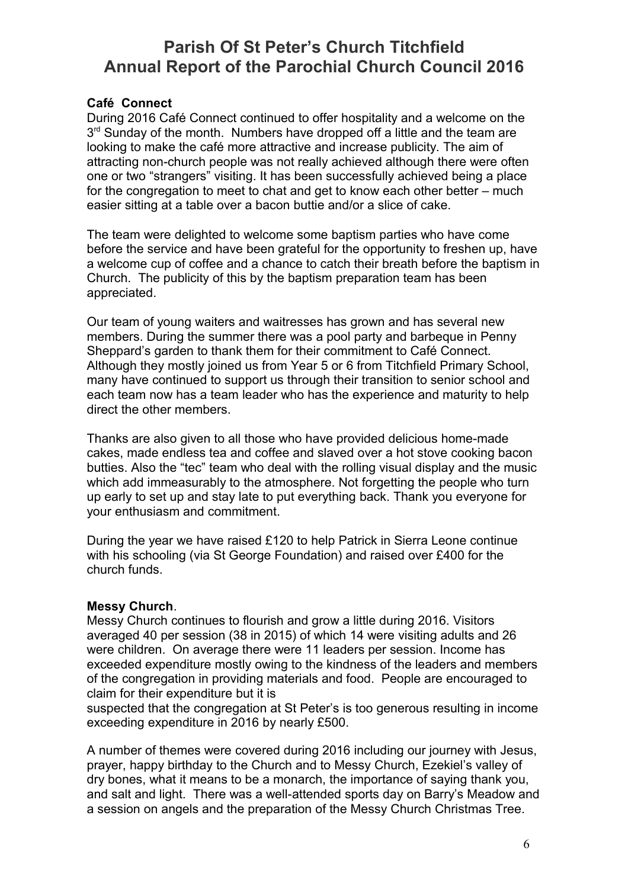# Parish Of St Peter's Church Titchfield
# Annual Report of the Parochial Church Council 2016

**Café Connect**

During 2016 Café Connect continued to offer hospitality and a welcome on the 3rd Sunday of the month. Numbers have dropped off a little and the team are looking to make the café more attractive and increase publicity. The aim of attracting non-church people was not really achieved although there were often one or two "strangers" visiting. It has been successfully achieved being a place for the congregation to meet to chat and get to know each other better – much easier sitting at a table over a bacon buttie and/or a slice of cake.

The team were delighted to welcome some baptism parties who have come before the service and have been grateful for the opportunity to freshen up, have a welcome cup of coffee and a chance to catch their breath before the baptism in Church. The publicity of this by the baptism preparation team has been appreciated.

Our team of young waiters and waitresses has grown and has several new members. During the summer there was a pool party and barbeque in Penny Sheppard's garden to thank them for their commitment to Café Connect. Although they mostly joined us from Year 5 or 6 from Titchfield Primary School, many have continued to support us through their transition to senior school and each team now has a team leader who has the experience and maturity to help direct the other members.

Thanks are also given to all those who have provided delicious home-made cakes, made endless tea and coffee and slaved over a hot stove cooking bacon butties. Also the "tec" team who deal with the rolling visual display and the music which add immeasurably to the atmosphere. Not forgetting the people who turn up early to set up and stay late to put everything back. Thank you everyone for your enthusiasm and commitment.

During the year we have raised £120 to help Patrick in Sierra Leone continue with his schooling (via St George Foundation) and raised over £400 for the church funds.

**Messy Church**.

Messy Church continues to flourish and grow a little during 2016. Visitors averaged 40 per session (38 in 2015) of which 14 were visiting adults and 26 were children. On average there were 11 leaders per session. Income has exceeded expenditure mostly owing to the kindness of the leaders and members of the congregation in providing materials and food. People are encouraged to claim for their expenditure but it is suspected that the congregation at St Peter's is too generous resulting in income exceeding expenditure in 2016 by nearly £500.

A number of themes were covered during 2016 including our journey with Jesus, prayer, happy birthday to the Church and to Messy Church, Ezekiel's valley of dry bones, what it means to be a monarch, the importance of saying thank you, and salt and light. There was a well-attended sports day on Barry's Meadow and a session on angels and the preparation of the Messy Church Christmas Tree.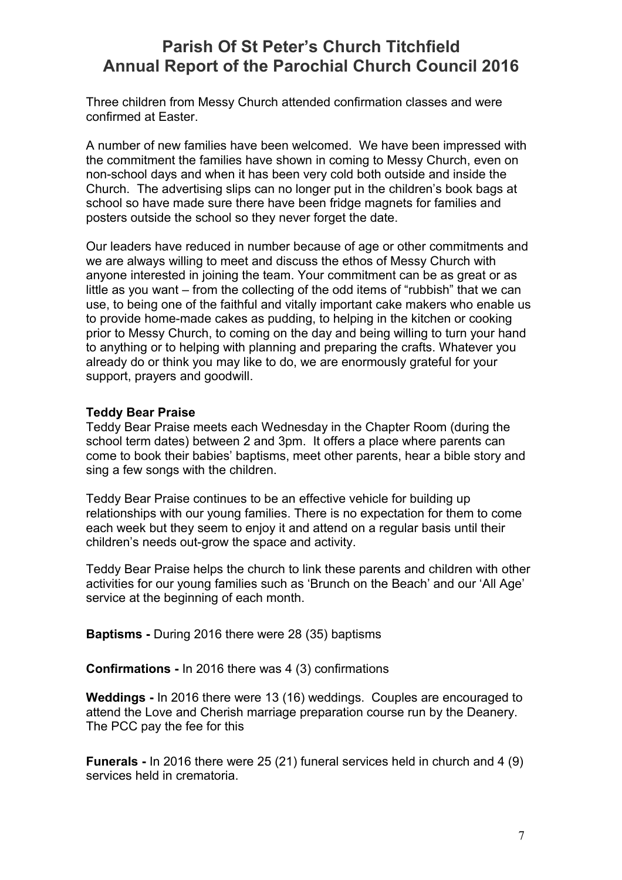Three children from Messy Church attended confirmation classes and were confirmed at Easter.

A number of new families have been welcomed. We have been impressed with the commitment the families have shown in coming to Messy Church, even on non-school days and when it has been very cold both outside and inside the Church. The advertising slips can no longer put in the children's book bags at school so have made sure there have been fridge magnets for families and posters outside the school so they never forget the date.

Our leaders have reduced in number because of age or other commitments and we are always willing to meet and discuss the ethos of Messy Church with anyone interested in joining the team. Your commitment can be as great or as little as you want – from the collecting of the odd items of "rubbish" that we can use, to being one of the faithful and vitally important cake makers who enable us to provide home-made cakes as pudding, to helping in the kitchen or cooking prior to Messy Church, to coming on the day and being willing to turn your hand to anything or to helping with planning and preparing the crafts. Whatever you already do or think you may like to do, we are enormously grateful for your support, prayers and goodwill.

**Teddy Bear Praise**

Teddy Bear Praise meets each Wednesday in the Chapter Room (during the school term dates) between 2 and 3pm. It offers a place where parents can come to book their babies' baptisms, meet other parents, hear a bible story and sing a few songs with the children.

Teddy Bear Praise continues to be an effective vehicle for building up relationships with our young families. There is no expectation for them to come each week but they seem to enjoy it and attend on a regular basis until their children's needs out-grow the space and activity.

Teddy Bear Praise helps the church to link these parents and children with other activities for our young families such as 'Brunch on the Beach' and our 'All Age' service at the beginning of each month.

**Baptisms -** During 2016 there were 28 (35) baptisms

**Confirmations -** In 2016 there was 4 (3) confirmations

**Weddings -** In 2016 there were 13 (16) weddings. Couples are encouraged to attend the Love and Cherish marriage preparation course run by the Deanery. The PCC pay the fee for this

**Funerals -** In 2016 there were 25 (21) funeral services held in church and 4 (9) services held in crematoria.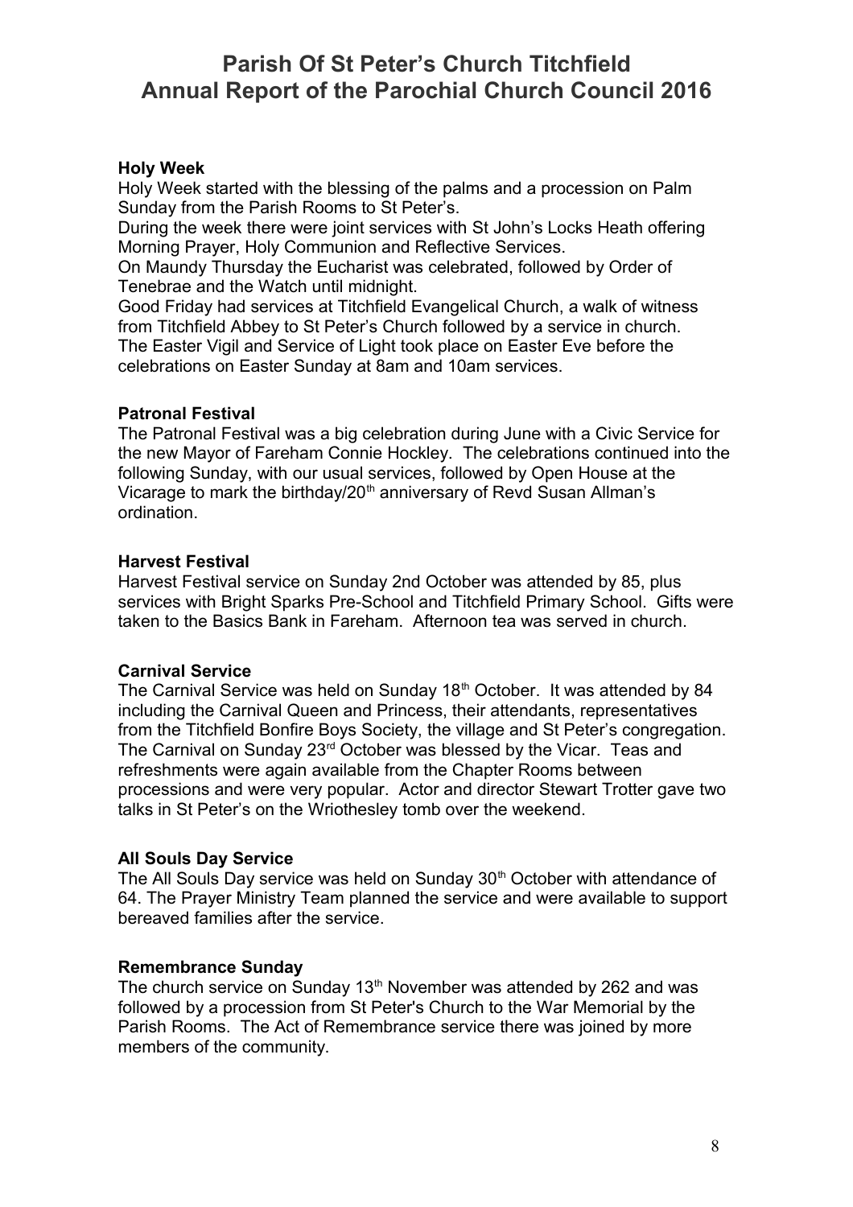# Parish Of St Peter's Church Titchfield
# Annual Report of the Parochial Church Council 2016

**Holy Week**

Holy Week started with the blessing of the palms and a procession on Palm Sunday from the Parish Rooms to St Peter's.

During the week there were joint services with St John's Locks Heath offering Morning Prayer, Holy Communion and Reflective Services.

On Maundy Thursday the Eucharist was celebrated, followed by Order of Tenebrae and the Watch until midnight.

Good Friday had services at Titchfield Evangelical Church, a walk of witness from Titchfield Abbey to St Peter's Church followed by a service in church.

The Easter Vigil and Service of Light took place on Easter Eve before the celebrations on Easter Sunday at 8am and 10am services.

**Patronal Festival**

The Patronal Festival was a big celebration during June with a Civic Service for the new Mayor of Fareham Connie Hockley. The celebrations continued into the following Sunday, with our usual services, followed by Open House at the Vicarage to mark the birthday/20th anniversary of Revd Susan Allman's ordination.

**Harvest Festival**

Harvest Festival service on Sunday 2nd October was attended by 85, plus services with Bright Sparks Pre-School and Titchfield Primary School. Gifts were taken to the Basics Bank in Fareham. Afternoon tea was served in church.

**Carnival Service**

The Carnival Service was held on Sunday 18th October. It was attended by 84 including the Carnival Queen and Princess, their attendants, representatives from the Titchfield Bonfire Boys Society, the village and St Peter's congregation. The Carnival on Sunday 23rd October was blessed by the Vicar. Teas and refreshments were again available from the Chapter Rooms between processions and were very popular. Actor and director Stewart Trotter gave two talks in St Peter's on the Wriothesley tomb over the weekend.

**All Souls Day Service**

The All Souls Day service was held on Sunday 30th October with attendance of 64. The Prayer Ministry Team planned the service and were available to support bereaved families after the service.

**Remembrance Sunday**

The church service on Sunday 13th November was attended by 262 and was followed by a procession from St Peter's Church to the War Memorial by the Parish Rooms. The Act of Remembrance service there was joined by more members of the community.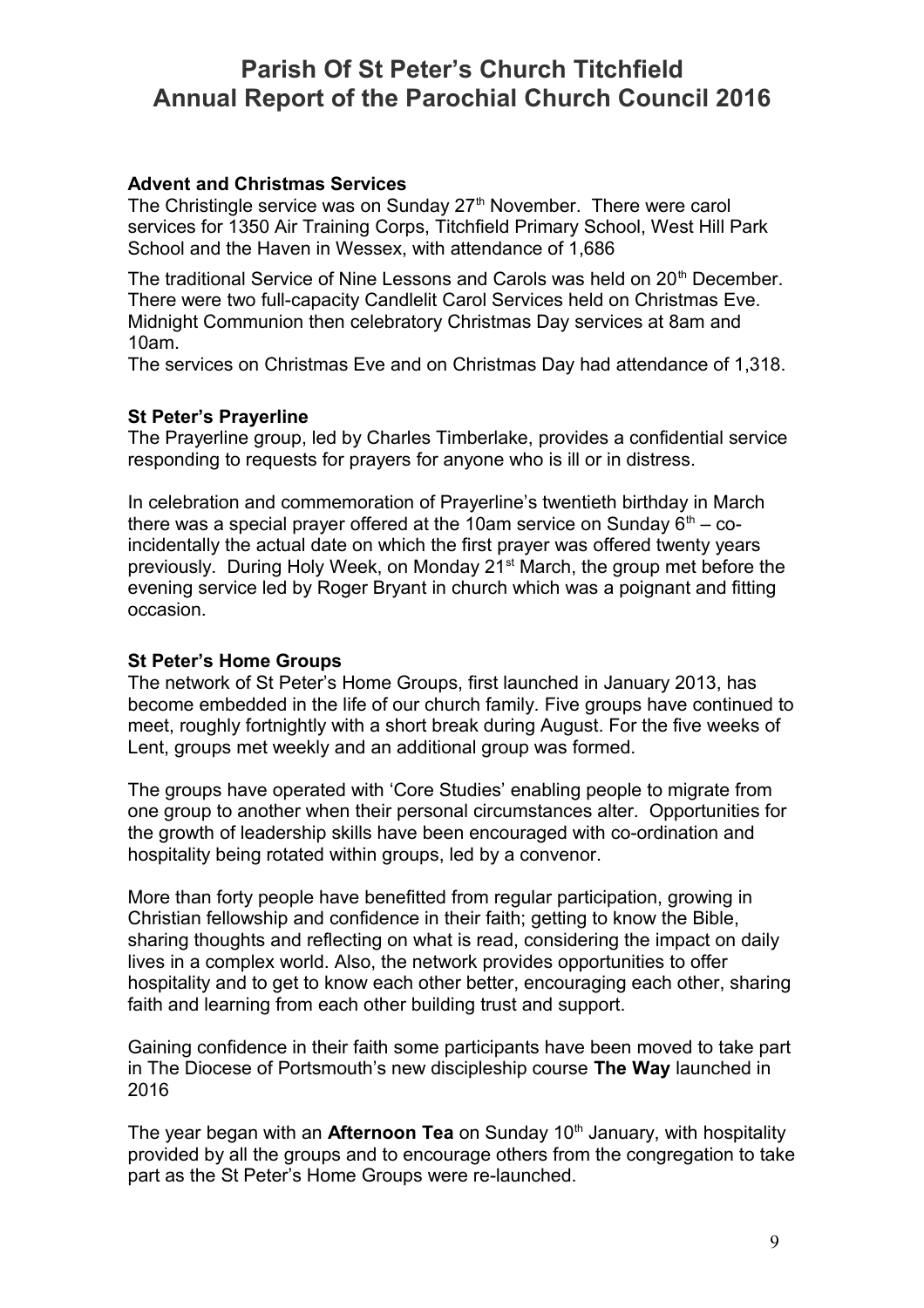# Parish Of St Peter's Church Titchfield
# Annual Report of the Parochial Church Council 2016

### Advent and Christmas Services

The Christingle service was on Sunday 27th November. There were carol services for 1350 Air Training Corps, Titchfield Primary School, West Hill Park School and the Haven in Wessex, with attendance of 1,686

The traditional Service of Nine Lessons and Carols was held on 20th December. There were two full-capacity Candlelit Carol Services held on Christmas Eve. Midnight Communion then celebratory Christmas Day services at 8am and 10am.

The services on Christmas Eve and on Christmas Day had attendance of 1,318.

### St Peter's Prayerline

The Prayerline group, led by Charles Timberlake, provides a confidential service responding to requests for prayers for anyone who is ill or in distress.

In celebration and commemoration of Prayerline's twentieth birthday in March there was a special prayer offered at the 10am service on Sunday 6th – co-incidentally the actual date on which the first prayer was offered twenty years previously. During Holy Week, on Monday 21st March, the group met before the evening service led by Roger Bryant in church which was a poignant and fitting occasion.

### St Peter's Home Groups

The network of St Peter's Home Groups, first launched in January 2013, has become embedded in the life of our church family. Five groups have continued to meet, roughly fortnightly with a short break during August. For the five weeks of Lent, groups met weekly and an additional group was formed.

The groups have operated with 'Core Studies' enabling people to migrate from one group to another when their personal circumstances alter. Opportunities for the growth of leadership skills have been encouraged with co-ordination and hospitality being rotated within groups, led by a convenor.

More than forty people have benefitted from regular participation, growing in Christian fellowship and confidence in their faith; getting to know the Bible, sharing thoughts and reflecting on what is read, considering the impact on daily lives in a complex world. Also, the network provides opportunities to offer hospitality and to get to know each other better, encouraging each other, sharing faith and learning from each other building trust and support.

Gaining confidence in their faith some participants have been moved to take part in The Diocese of Portsmouth's new discipleship course **The Way** launched in 2016

The year began with an **Afternoon Tea** on Sunday 10th January, with hospitality provided by all the groups and to encourage others from the congregation to take part as the St Peter's Home Groups were re-launched.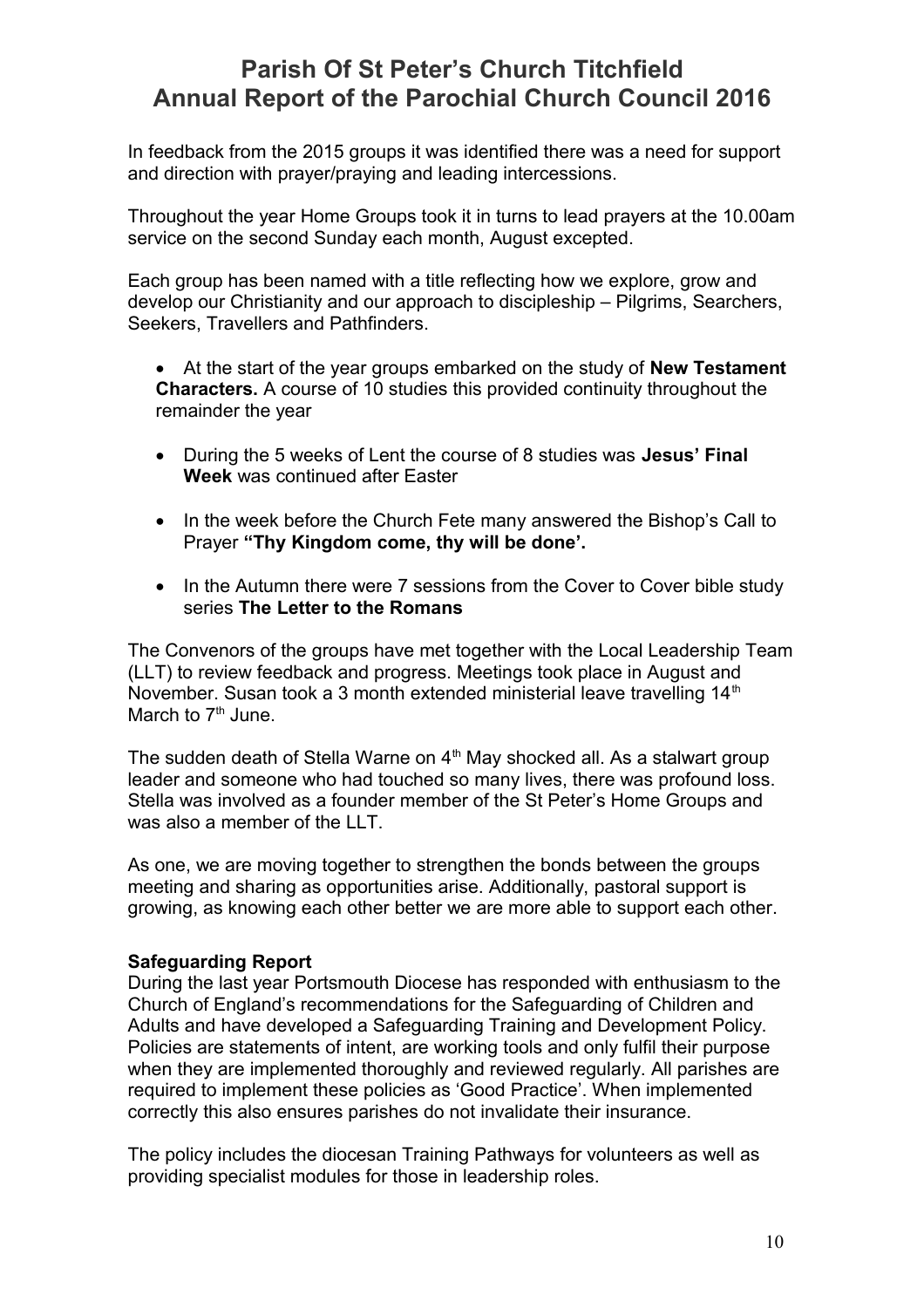# Parish Of St Peter's Church Titchfield
# Annual Report of the Parochial Church Council 2016

In feedback from the 2015 groups it was identified there was a need for support and direction with prayer/praying and leading intercessions.

Throughout the year Home Groups took it in turns to lead prayers at the 10.00am service on the second Sunday each month, August excepted.

Each group has been named with a title reflecting how we explore, grow and develop our Christianity and our approach to discipleship – Pilgrims, Searchers, Seekers, Travellers and Pathfinders.

- At the start of the year groups embarked on the study of **New Testament Characters.** A course of 10 studies this provided continuity throughout the remainder the year
- During the 5 weeks of Lent the course of 8 studies was **Jesus' Final Week** was continued after Easter
- In the week before the Church Fete many answered the Bishop's Call to Prayer **"Thy Kingdom come, thy will be done'.**
- In the Autumn there were 7 sessions from the Cover to Cover bible study series **The Letter to the Romans**

The Convenors of the groups have met together with the Local Leadership Team (LLT) to review feedback and progress. Meetings took place in August and November. Susan took a 3 month extended ministerial leave travelling 14th March to 7th June.

The sudden death of Stella Warne on 4th May shocked all. As a stalwart group leader and someone who had touched so many lives, there was profound loss. Stella was involved as a founder member of the St Peter's Home Groups and was also a member of the LLT.

As one, we are moving together to strengthen the bonds between the groups meeting and sharing as opportunities arise. Additionally, pastoral support is growing, as knowing each other better we are more able to support each other.

**Safeguarding Report**

During the last year Portsmouth Diocese has responded with enthusiasm to the Church of England's recommendations for the Safeguarding of Children and Adults and have developed a Safeguarding Training and Development Policy. Policies are statements of intent, are working tools and only fulfil their purpose when they are implemented thoroughly and reviewed regularly. All parishes are required to implement these policies as 'Good Practice'. When implemented correctly this also ensures parishes do not invalidate their insurance.

The policy includes the diocesan Training Pathways for volunteers as well as providing specialist modules for those in leadership roles.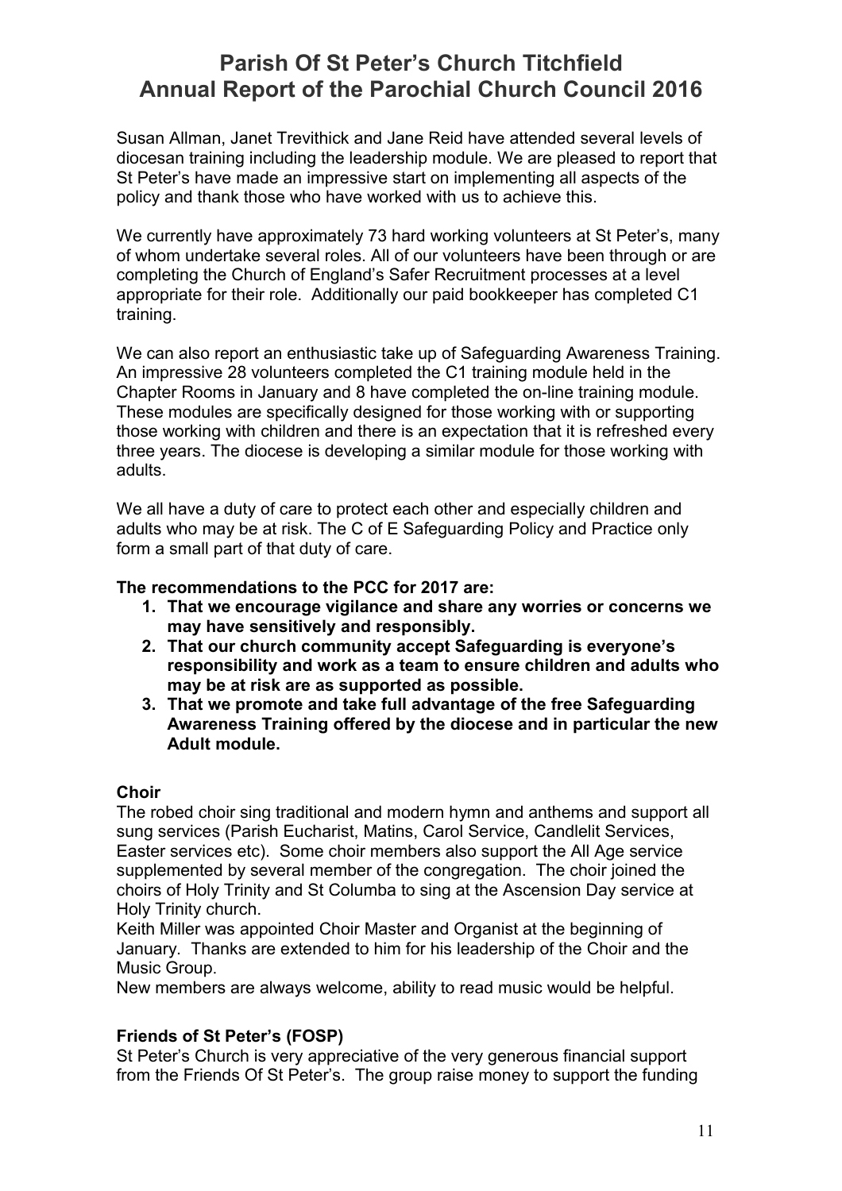# Parish Of St Peter's Church Titchfield
# Annual Report of the Parochial Church Council 2016

Susan Allman, Janet Trevithick and Jane Reid have attended several levels of diocesan training including the leadership module. We are pleased to report that St Peter's have made an impressive start on implementing all aspects of the policy and thank those who have worked with us to achieve this.

We currently have approximately 73 hard working volunteers at St Peter's, many of whom undertake several roles. All of our volunteers have been through or are completing the Church of England's Safer Recruitment processes at a level appropriate for their role. Additionally our paid bookkeeper has completed C1 training.

We can also report an enthusiastic take up of Safeguarding Awareness Training. An impressive 28 volunteers completed the C1 training module held in the Chapter Rooms in January and 8 have completed the on-line training module. These modules are specifically designed for those working with or supporting those working with children and there is an expectation that it is refreshed every three years. The diocese is developing a similar module for those working with adults.

We all have a duty of care to protect each other and especially children and adults who may be at risk. The C of E Safeguarding Policy and Practice only form a small part of that duty of care.

**The recommendations to the PCC for 2017 are:**

1. **That we encourage vigilance and share any worries or concerns we may have sensitively and responsibly.**
2. **That our church community accept Safeguarding is everyone's responsibility and work as a team to ensure children and adults who may be at risk are as supported as possible.**
3. **That we promote and take full advantage of the free Safeguarding Awareness Training offered by the diocese and in particular the new Adult module.**

### Choir

The robed choir sing traditional and modern hymn and anthems and support all sung services (Parish Eucharist, Matins, Carol Service, Candlelit Services, Easter services etc). Some choir members also support the All Age service supplemented by several member of the congregation. The choir joined the choirs of Holy Trinity and St Columba to sing at the Ascension Day service at Holy Trinity church.
Keith Miller was appointed Choir Master and Organist at the beginning of January. Thanks are extended to him for his leadership of the Choir and the Music Group.
New members are always welcome, ability to read music would be helpful.

### Friends of St Peter's (FOSP)

St Peter's Church is very appreciative of the very generous financial support from the Friends Of St Peter's. The group raise money to support the funding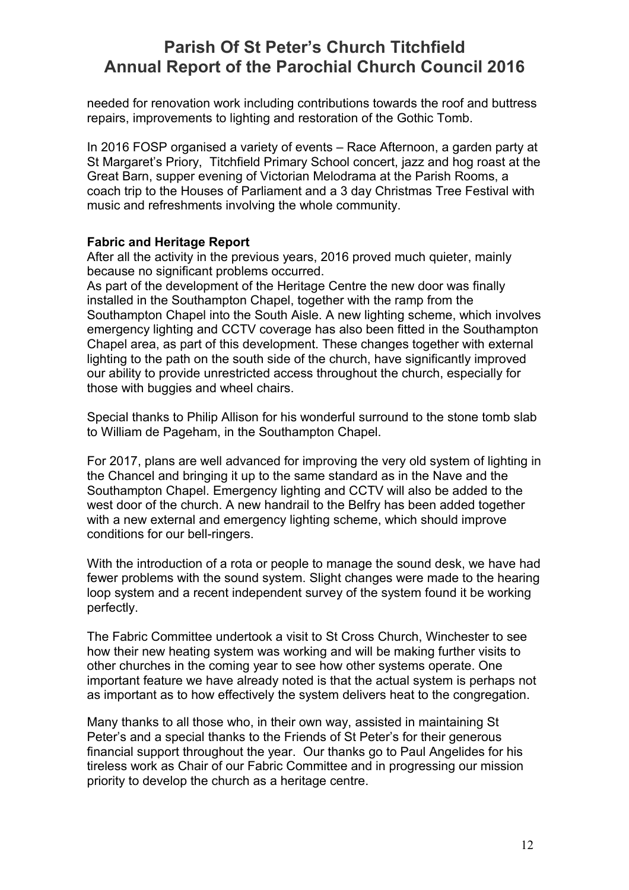needed for renovation work including contributions towards the roof and buttress repairs, improvements to lighting and restoration of the Gothic Tomb.

In 2016 FOSP organised a variety of events – Race Afternoon, a garden party at St Margaret's Priory, Titchfield Primary School concert, jazz and hog roast at the Great Barn, supper evening of Victorian Melodrama at the Parish Rooms, a coach trip to the Houses of Parliament and a 3 day Christmas Tree Festival with music and refreshments involving the whole community.

**Fabric and Heritage Report**

After all the activity in the previous years, 2016 proved much quieter, mainly because no significant problems occurred.

As part of the development of the Heritage Centre the new door was finally installed in the Southampton Chapel, together with the ramp from the Southampton Chapel into the South Aisle. A new lighting scheme, which involves emergency lighting and CCTV coverage has also been fitted in the Southampton Chapel area, as part of this development. These changes together with external lighting to the path on the south side of the church, have significantly improved our ability to provide unrestricted access throughout the church, especially for those with buggies and wheel chairs.

Special thanks to Philip Allison for his wonderful surround to the stone tomb slab to William de Pageham, in the Southampton Chapel.

For 2017, plans are well advanced for improving the very old system of lighting in the Chancel and bringing it up to the same standard as in the Nave and the Southampton Chapel. Emergency lighting and CCTV will also be added to the west door of the church. A new handrail to the Belfry has been added together with a new external and emergency lighting scheme, which should improve conditions for our bell-ringers.

With the introduction of a rota or people to manage the sound desk, we have had fewer problems with the sound system. Slight changes were made to the hearing loop system and a recent independent survey of the system found it be working perfectly.

The Fabric Committee undertook a visit to St Cross Church, Winchester to see how their new heating system was working and will be making further visits to other churches in the coming year to see how other systems operate. One important feature we have already noted is that the actual system is perhaps not as important as to how effectively the system delivers heat to the congregation.

Many thanks to all those who, in their own way, assisted in maintaining St Peter's and a special thanks to the Friends of St Peter's for their generous financial support throughout the year. Our thanks go to Paul Angelides for his tireless work as Chair of our Fabric Committee and in progressing our mission priority to develop the church as a heritage centre.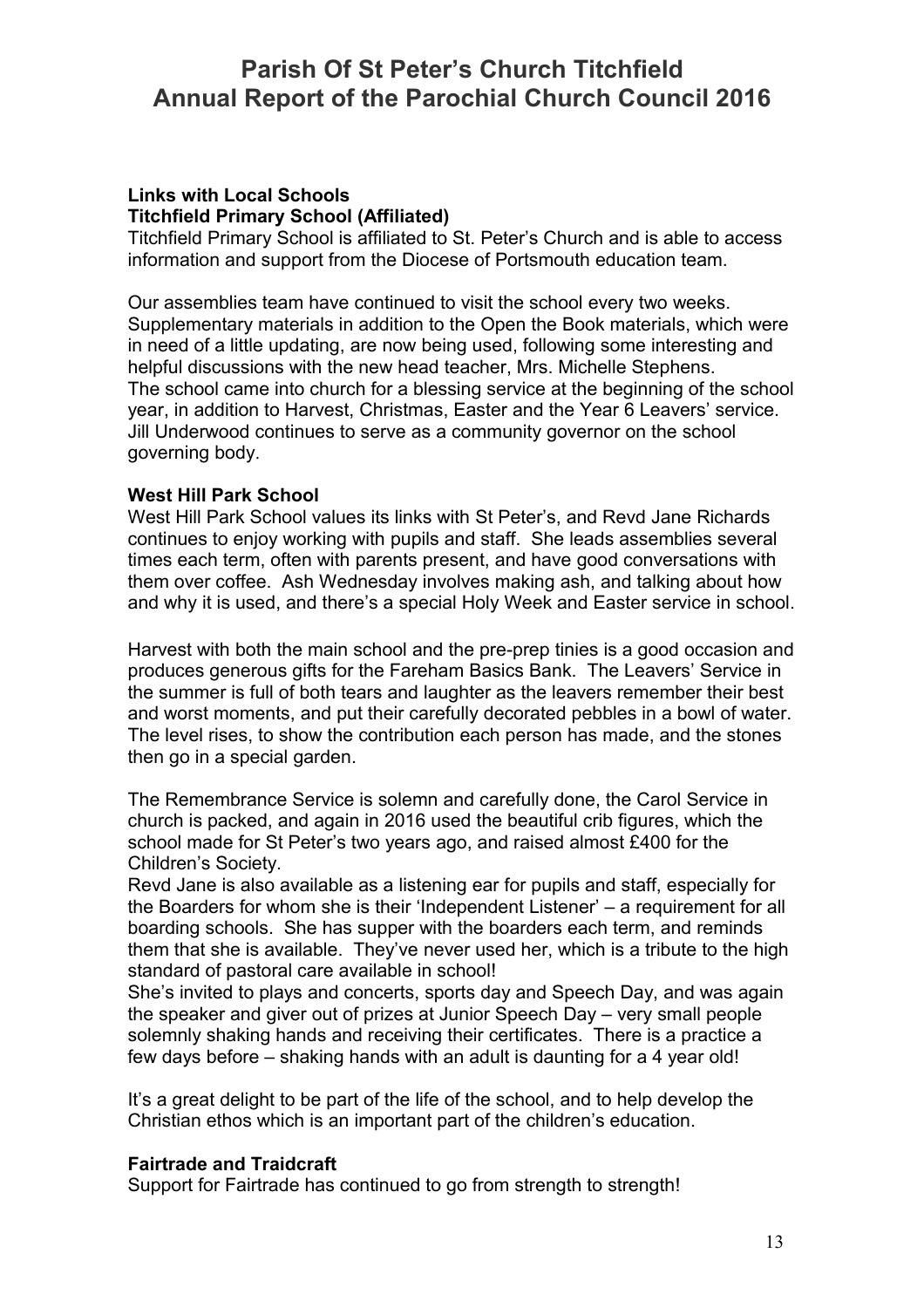# Parish Of St Peter's Church Titchfield
# Annual Report of the Parochial Church Council 2016

## Links with Local Schools

### Titchfield Primary School (Affiliated)

Titchfield Primary School is affiliated to St. Peter's Church and is able to access information and support from the Diocese of Portsmouth education team.

Our assemblies team have continued to visit the school every two weeks. Supplementary materials in addition to the Open the Book materials, which were in need of a little updating, are now being used, following some interesting and helpful discussions with the new head teacher, Mrs. Michelle Stephens.
The school came into church for a blessing service at the beginning of the school year, in addition to Harvest, Christmas, Easter and the Year 6 Leavers' service.
Jill Underwood continues to serve as a community governor on the school governing body.

### West Hill Park School

West Hill Park School values its links with St Peter's, and Revd Jane Richards continues to enjoy working with pupils and staff. She leads assemblies several times each term, often with parents present, and have good conversations with them over coffee. Ash Wednesday involves making ash, and talking about how and why it is used, and there's a special Holy Week and Easter service in school.

Harvest with both the main school and the pre-prep tinies is a good occasion and produces generous gifts for the Fareham Basics Bank. The Leavers' Service in the summer is full of both tears and laughter as the leavers remember their best and worst moments, and put their carefully decorated pebbles in a bowl of water. The level rises, to show the contribution each person has made, and the stones then go in a special garden.

The Remembrance Service is solemn and carefully done, the Carol Service in church is packed, and again in 2016 used the beautiful crib figures, which the school made for St Peter's two years ago, and raised almost £400 for the Children's Society.
Revd Jane is also available as a listening ear for pupils and staff, especially for the Boarders for whom she is their 'Independent Listener' – a requirement for all boarding schools. She has supper with the boarders each term, and reminds them that she is available. They've never used her, which is a tribute to the high standard of pastoral care available in school!
She's invited to plays and concerts, sports day and Speech Day, and was again the speaker and giver out of prizes at Junior Speech Day – very small people solemnly shaking hands and receiving their certificates. There is a practice a few days before – shaking hands with an adult is daunting for a 4 year old!

It's a great delight to be part of the life of the school, and to help develop the Christian ethos which is an important part of the children's education.

## Fairtrade and Traidcraft

Support for Fairtrade has continued to go from strength to strength!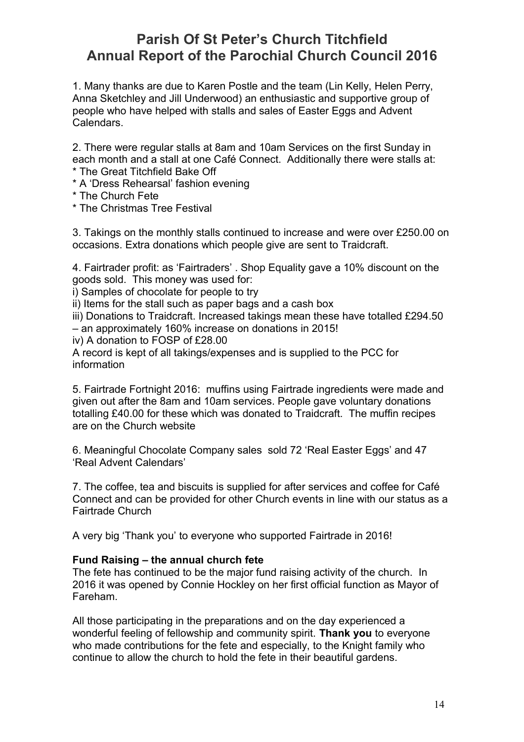# Parish Of St Peter's Church Titchfield
# Annual Report of the Parochial Church Council 2016

1. Many thanks are due to Karen Postle and the team (Lin Kelly, Helen Perry, Anna Sketchley and Jill Underwood) an enthusiastic and supportive group of people who have helped with stalls and sales of Easter Eggs and Advent Calendars.

2. There were regular stalls at 8am and 10am Services on the first Sunday in each month and a stall at one Café Connect. Additionally there were stalls at:
* The Great Titchfield Bake Off
* A 'Dress Rehearsal' fashion evening
* The Church Fete
* The Christmas Tree Festival

3. Takings on the monthly stalls continued to increase and were over £250.00 on occasions. Extra donations which people give are sent to Traidcraft.

4. Fairtrader profit: as 'Fairtraders' . Shop Equality gave a 10% discount on the goods sold. This money was used for:
i) Samples of chocolate for people to try
ii) Items for the stall such as paper bags and a cash box
iii) Donations to Traidcraft. Increased takings mean these have totalled £294.50 – an approximately 160% increase on donations in 2015!
iv) A donation to FOSP of £28.00
A record is kept of all takings/expenses and is supplied to the PCC for information

5. Fairtrade Fortnight 2016: muffins using Fairtrade ingredients were made and given out after the 8am and 10am services. People gave voluntary donations totalling £40.00 for these which was donated to Traidcraft. The muffin recipes are on the Church website

6. Meaningful Chocolate Company sales sold 72 'Real Easter Eggs' and 47 'Real Advent Calendars'

7. The coffee, tea and biscuits is supplied for after services and coffee for Café Connect and can be provided for other Church events in line with our status as a Fairtrade Church

A very big 'Thank you' to everyone who supported Fairtrade in 2016!

**Fund Raising – the annual church fete**

The fete has continued to be the major fund raising activity of the church. In 2016 it was opened by Connie Hockley on her first official function as Mayor of Fareham.

All those participating in the preparations and on the day experienced a wonderful feeling of fellowship and community spirit. **Thank you** to everyone who made contributions for the fete and especially, to the Knight family who continue to allow the church to hold the fete in their beautiful gardens.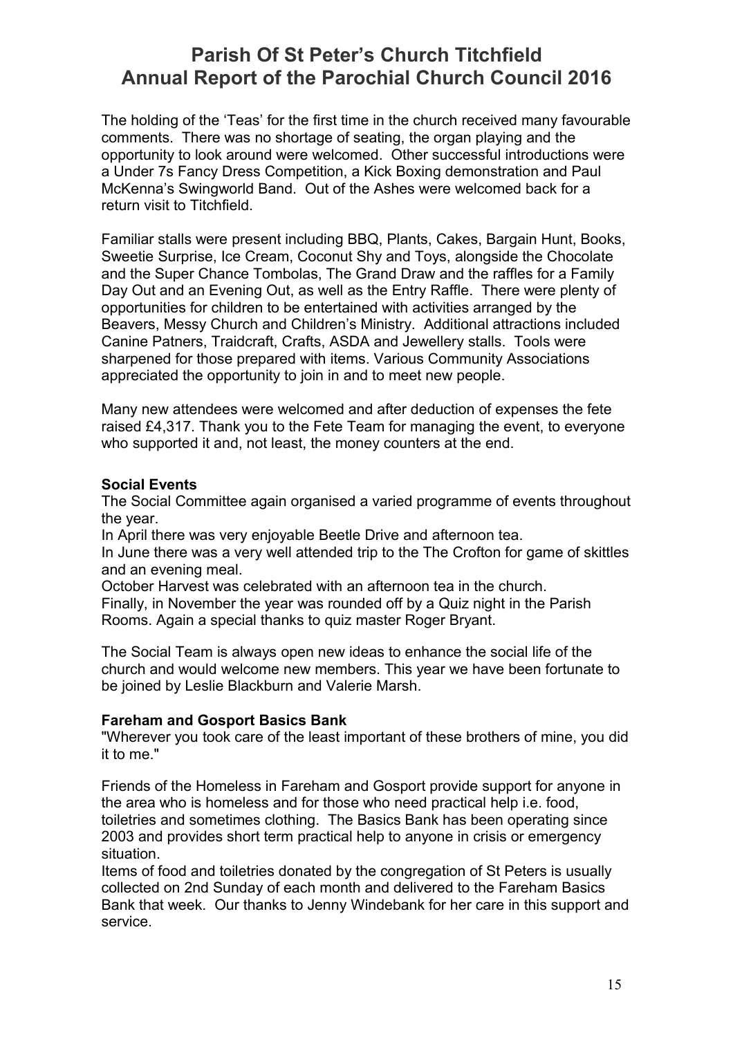# Parish Of St Peter's Church Titchfield
# Annual Report of the Parochial Church Council 2016

The holding of the 'Teas' for the first time in the church received many favourable comments. There was no shortage of seating, the organ playing and the opportunity to look around were welcomed. Other successful introductions were a Under 7s Fancy Dress Competition, a Kick Boxing demonstration and Paul McKenna's Swingworld Band. Out of the Ashes were welcomed back for a return visit to Titchfield.

Familiar stalls were present including BBQ, Plants, Cakes, Bargain Hunt, Books, Sweetie Surprise, Ice Cream, Coconut Shy and Toys, alongside the Chocolate and the Super Chance Tombolas, The Grand Draw and the raffles for a Family Day Out and an Evening Out, as well as the Entry Raffle. There were plenty of opportunities for children to be entertained with activities arranged by the Beavers, Messy Church and Children's Ministry. Additional attractions included Canine Patners, Traidcraft, Crafts, ASDA and Jewellery stalls. Tools were sharpened for those prepared with items. Various Community Associations appreciated the opportunity to join in and to meet new people.

Many new attendees were welcomed and after deduction of expenses the fete raised £4,317. Thank you to the Fete Team for managing the event, to everyone who supported it and, not least, the money counters at the end.

**Social Events**

The Social Committee again organised a varied programme of events throughout the year.
In April there was very enjoyable Beetle Drive and afternoon tea.
In June there was a very well attended trip to the The Crofton for game of skittles and an evening meal.
October Harvest was celebrated with an afternoon tea in the church.
Finally, in November the year was rounded off by a Quiz night in the Parish Rooms. Again a special thanks to quiz master Roger Bryant.

The Social Team is always open new ideas to enhance the social life of the church and would welcome new members. This year we have been fortunate to be joined by Leslie Blackburn and Valerie Marsh.

**Fareham and Gosport Basics Bank**

"Wherever you took care of the least important of these brothers of mine, you did it to me."

Friends of the Homeless in Fareham and Gosport provide support for anyone in the area who is homeless and for those who need practical help i.e. food, toiletries and sometimes clothing. The Basics Bank has been operating since 2003 and provides short term practical help to anyone in crisis or emergency situation.
Items of food and toiletries donated by the congregation of St Peters is usually collected on 2nd Sunday of each month and delivered to the Fareham Basics Bank that week. Our thanks to Jenny Windebank for her care in this support and service.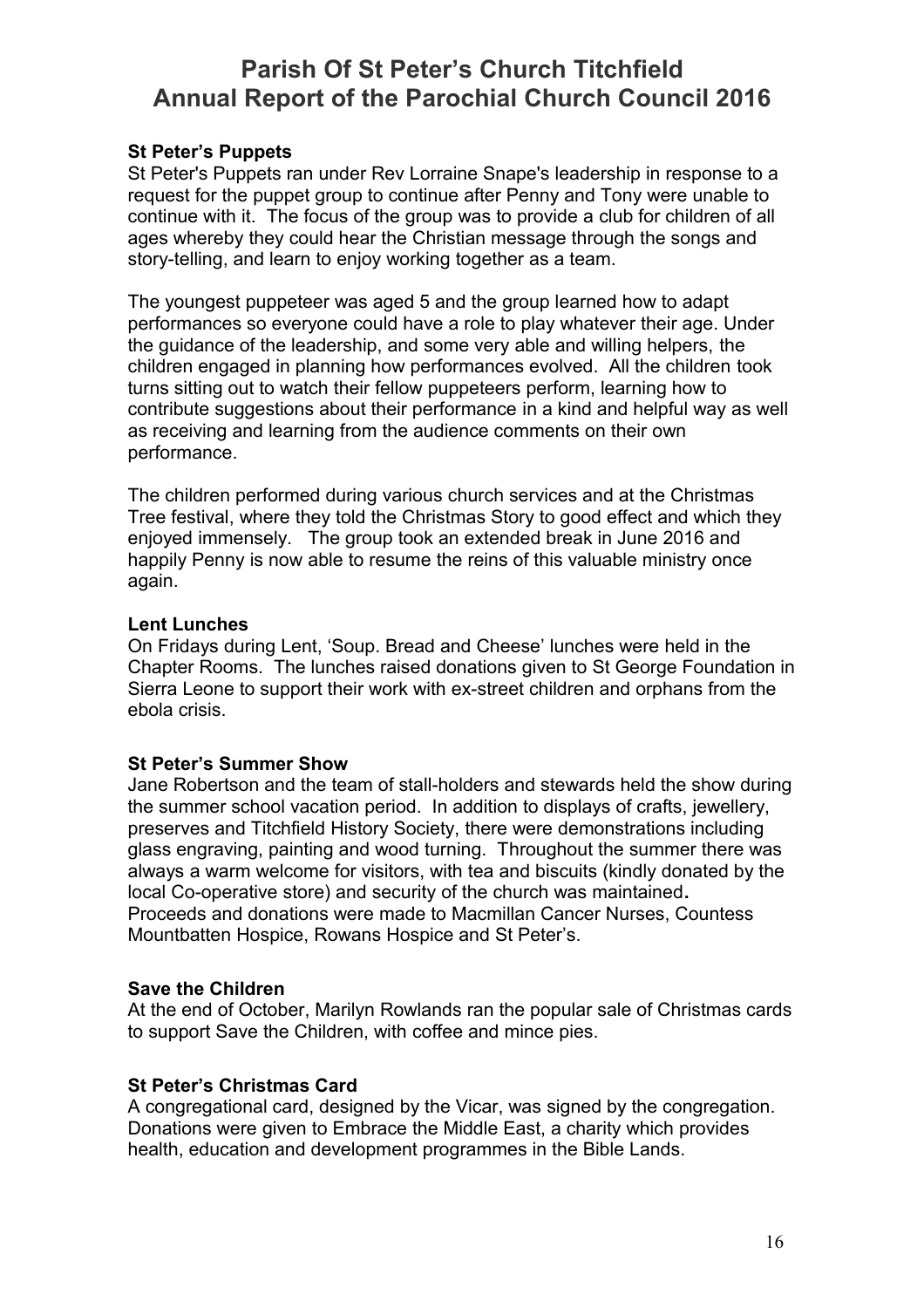# Parish Of St Peter's Church Titchfield
# Annual Report of the Parochial Church Council 2016

### St Peter's Puppets

St Peter's Puppets ran under Rev Lorraine Snape's leadership in response to a request for the puppet group to continue after Penny and Tony were unable to continue with it. The focus of the group was to provide a club for children of all ages whereby they could hear the Christian message through the songs and story-telling, and learn to enjoy working together as a team.

The youngest puppeteer was aged 5 and the group learned how to adapt performances so everyone could have a role to play whatever their age. Under the guidance of the leadership, and some very able and willing helpers, the children engaged in planning how performances evolved. All the children took turns sitting out to watch their fellow puppeteers perform, learning how to contribute suggestions about their performance in a kind and helpful way as well as receiving and learning from the audience comments on their own performance.

The children performed during various church services and at the Christmas Tree festival, where they told the Christmas Story to good effect and which they enjoyed immensely. The group took an extended break in June 2016 and happily Penny is now able to resume the reins of this valuable ministry once again.

### Lent Lunches

On Fridays during Lent, 'Soup. Bread and Cheese' lunches were held in the Chapter Rooms. The lunches raised donations given to St George Foundation in Sierra Leone to support their work with ex-street children and orphans from the ebola crisis.

### St Peter's Summer Show

Jane Robertson and the team of stall-holders and stewards held the show during the summer school vacation period. In addition to displays of crafts, jewellery, preserves and Titchfield History Society, there were demonstrations including glass engraving, painting and wood turning. Throughout the summer there was always a warm welcome for visitors, with tea and biscuits (kindly donated by the local Co-operative store) and security of the church was maintained**.**
Proceeds and donations were made to Macmillan Cancer Nurses, Countess Mountbatten Hospice, Rowans Hospice and St Peter's.

### Save the Children

At the end of October, Marilyn Rowlands ran the popular sale of Christmas cards to support Save the Children, with coffee and mince pies.

### St Peter's Christmas Card

A congregational card, designed by the Vicar, was signed by the congregation. Donations were given to Embrace the Middle East, a charity which provides health, education and development programmes in the Bible Lands.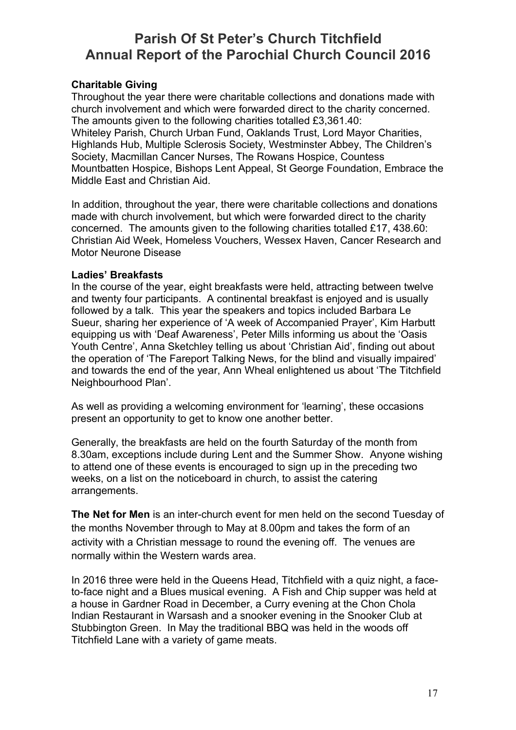# Parish Of St Peter's Church Titchfield
# Annual Report of the Parochial Church Council 2016

**Charitable Giving**
Throughout the year there were charitable collections and donations made with church involvement and which were forwarded direct to the charity concerned. The amounts given to the following charities totalled £3,361.40: Whiteley Parish, Church Urban Fund, Oaklands Trust, Lord Mayor Charities, Highlands Hub, Multiple Sclerosis Society, Westminster Abbey, The Children's Society, Macmillan Cancer Nurses, The Rowans Hospice, Countess Mountbatten Hospice, Bishops Lent Appeal, St George Foundation, Embrace the Middle East and Christian Aid.

In addition, throughout the year, there were charitable collections and donations made with church involvement, but which were forwarded direct to the charity concerned. The amounts given to the following charities totalled £17, 438.60: Christian Aid Week, Homeless Vouchers, Wessex Haven, Cancer Research and Motor Neurone Disease

**Ladies' Breakfasts**
In the course of the year, eight breakfasts were held, attracting between twelve and twenty four participants. A continental breakfast is enjoyed and is usually followed by a talk. This year the speakers and topics included Barbara Le Sueur, sharing her experience of 'A week of Accompanied Prayer', Kim Harbutt equipping us with 'Deaf Awareness', Peter Mills informing us about the 'Oasis Youth Centre', Anna Sketchley telling us about 'Christian Aid', finding out about the operation of 'The Fareport Talking News, for the blind and visually impaired' and towards the end of the year, Ann Wheal enlightened us about 'The Titchfield Neighbourhood Plan'.

As well as providing a welcoming environment for 'learning', these occasions present an opportunity to get to know one another better.

Generally, the breakfasts are held on the fourth Saturday of the month from 8.30am, exceptions include during Lent and the Summer Show. Anyone wishing to attend one of these events is encouraged to sign up in the preceding two weeks, on a list on the noticeboard in church, to assist the catering arrangements.

**The Net for Men** is an inter-church event for men held on the second Tuesday of the months November through to May at 8.00pm and takes the form of an activity with a Christian message to round the evening off. The venues are normally within the Western wards area.

In 2016 three were held in the Queens Head, Titchfield with a quiz night, a face-to-face night and a Blues musical evening. A Fish and Chip supper was held at a house in Gardner Road in December, a Curry evening at the Chon Chola Indian Restaurant in Warsash and a snooker evening in the Snooker Club at Stubbington Green. In May the traditional BBQ was held in the woods off Titchfield Lane with a variety of game meats.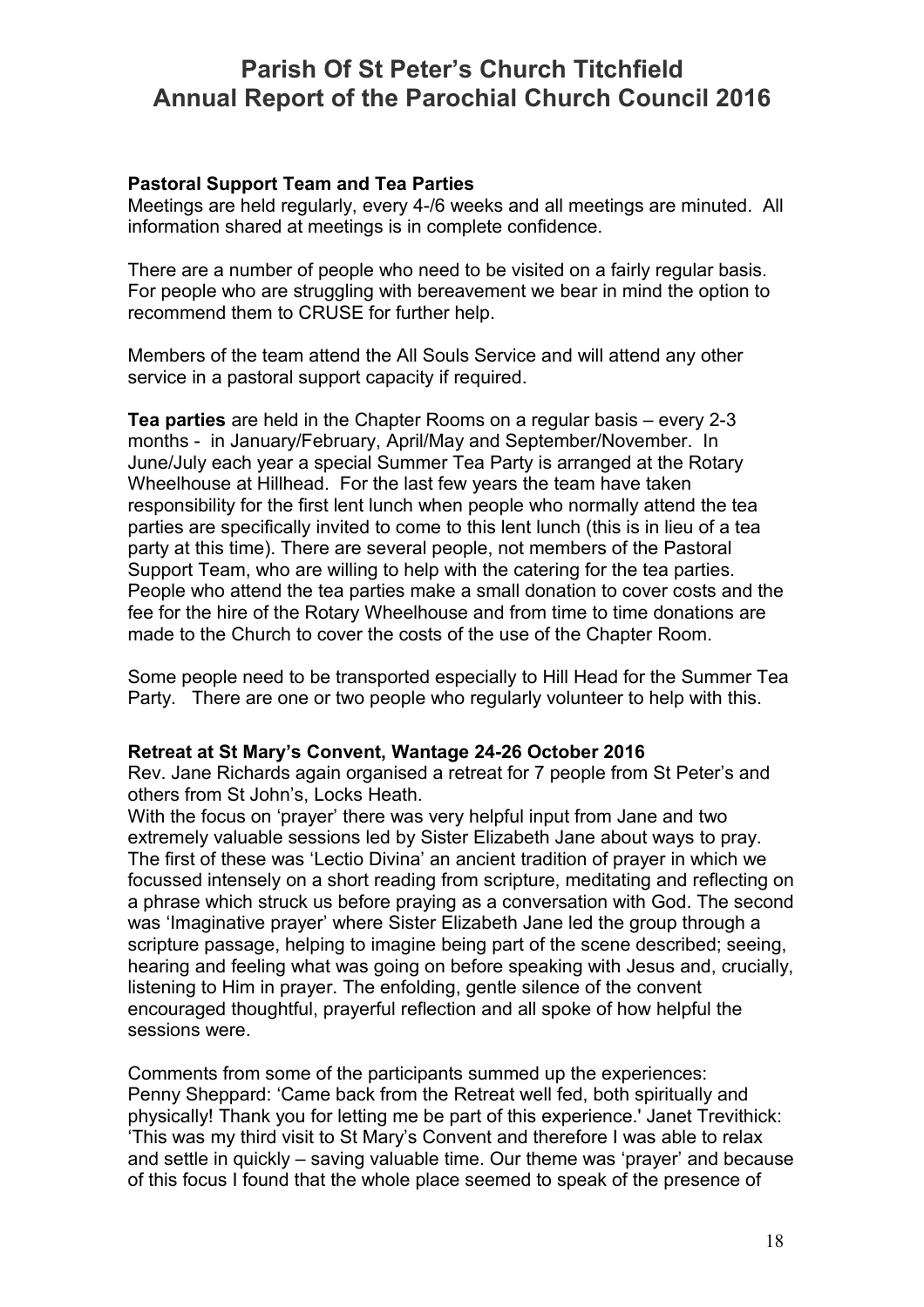# Parish Of St Peter's Church Titchfield
# Annual Report of the Parochial Church Council 2016

### Pastoral Support Team and Tea Parties

Meetings are held regularly, every 4-/6 weeks and all meetings are minuted. All information shared at meetings is in complete confidence.

There are a number of people who need to be visited on a fairly regular basis. For people who are struggling with bereavement we bear in mind the option to recommend them to CRUSE for further help.

Members of the team attend the All Souls Service and will attend any other service in a pastoral support capacity if required.

**Tea parties** are held in the Chapter Rooms on a regular basis – every 2-3 months - in January/February, April/May and September/November. In June/July each year a special Summer Tea Party is arranged at the Rotary Wheelhouse at Hillhead. For the last few years the team have taken responsibility for the first lent lunch when people who normally attend the tea parties are specifically invited to come to this lent lunch (this is in lieu of a tea party at this time). There are several people, not members of the Pastoral Support Team, who are willing to help with the catering for the tea parties. People who attend the tea parties make a small donation to cover costs and the fee for the hire of the Rotary Wheelhouse and from time to time donations are made to the Church to cover the costs of the use of the Chapter Room.

Some people need to be transported especially to Hill Head for the Summer Tea Party. There are one or two people who regularly volunteer to help with this.

### Retreat at St Mary's Convent, Wantage 24-26 October 2016

Rev. Jane Richards again organised a retreat for 7 people from St Peter's and others from St John's, Locks Heath.

With the focus on 'prayer' there was very helpful input from Jane and two extremely valuable sessions led by Sister Elizabeth Jane about ways to pray. The first of these was 'Lectio Divina' an ancient tradition of prayer in which we focussed intensely on a short reading from scripture, meditating and reflecting on a phrase which struck us before praying as a conversation with God. The second was 'Imaginative prayer' where Sister Elizabeth Jane led the group through a scripture passage, helping to imagine being part of the scene described; seeing, hearing and feeling what was going on before speaking with Jesus and, crucially, listening to Him in prayer. The enfolding, gentle silence of the convent encouraged thoughtful, prayerful reflection and all spoke of how helpful the sessions were.

Comments from some of the participants summed up the experiences:
Penny Sheppard: 'Came back from the Retreat well fed, both spiritually and physically! Thank you for letting me be part of this experience.' Janet Trevithick: 'This was my third visit to St Mary's Convent and therefore I was able to relax and settle in quickly – saving valuable time. Our theme was 'prayer' and because of this focus I found that the whole place seemed to speak of the presence of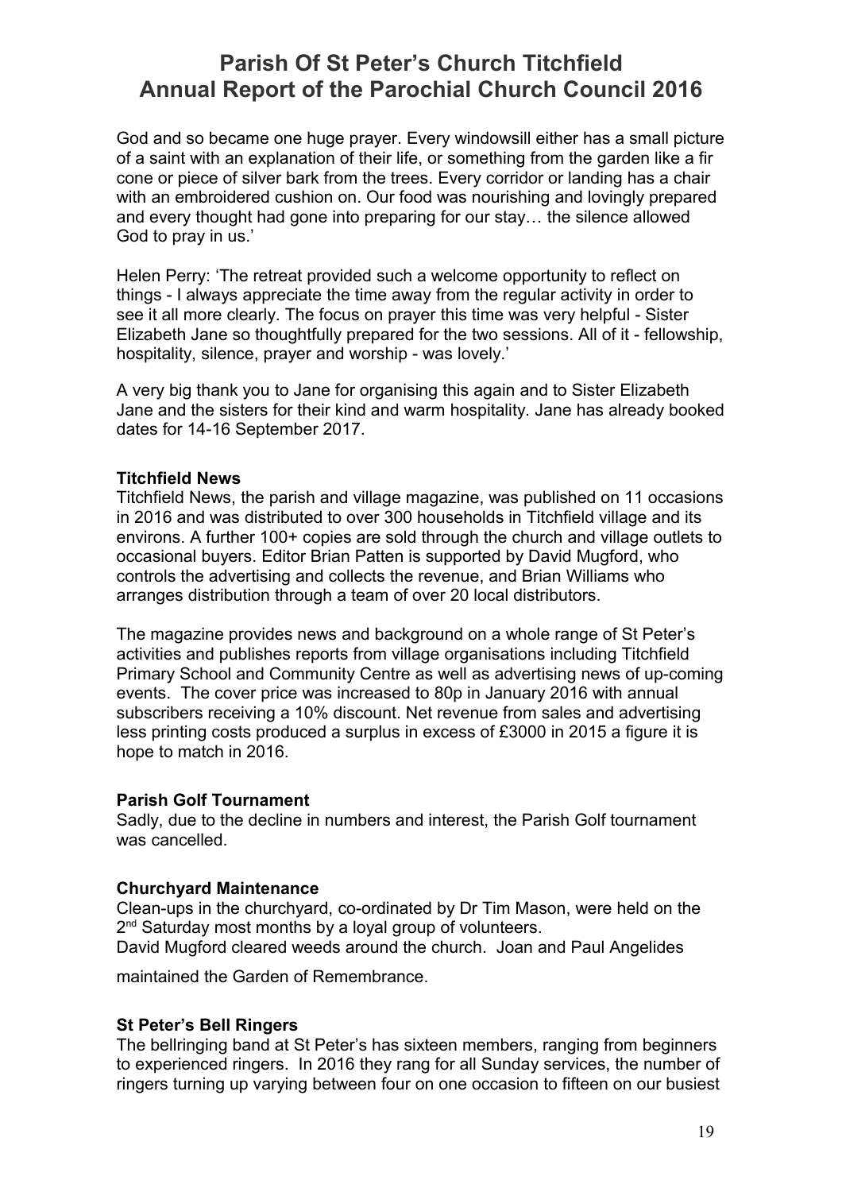God and so became one huge prayer. Every windowsill either has a small picture of a saint with an explanation of their life, or something from the garden like a fir cone or piece of silver bark from the trees. Every corridor or landing has a chair with an embroidered cushion on. Our food was nourishing and lovingly prepared and every thought had gone into preparing for our stay… the silence allowed God to pray in us.'

Helen Perry: 'The retreat provided such a welcome opportunity to reflect on things - I always appreciate the time away from the regular activity in order to see it all more clearly. The focus on prayer this time was very helpful - Sister Elizabeth Jane so thoughtfully prepared for the two sessions. All of it - fellowship, hospitality, silence, prayer and worship - was lovely.'

A very big thank you to Jane for organising this again and to Sister Elizabeth Jane and the sisters for their kind and warm hospitality. Jane has already booked dates for 14-16 September 2017.

**Titchfield News**

Titchfield News, the parish and village magazine, was published on 11 occasions in 2016 and was distributed to over 300 households in Titchfield village and its environs. A further 100+ copies are sold through the church and village outlets to occasional buyers. Editor Brian Patten is supported by David Mugford, who controls the advertising and collects the revenue, and Brian Williams who arranges distribution through a team of over 20 local distributors.

The magazine provides news and background on a whole range of St Peter's activities and publishes reports from village organisations including Titchfield Primary School and Community Centre as well as advertising news of up-coming events. The cover price was increased to 80p in January 2016 with annual subscribers receiving a 10% discount. Net revenue from sales and advertising less printing costs produced a surplus in excess of £3000 in 2015 a figure it is hope to match in 2016.

**Parish Golf Tournament**

Sadly, due to the decline in numbers and interest, the Parish Golf tournament was cancelled.

**Churchyard Maintenance**

Clean-ups in the churchyard, co-ordinated by Dr Tim Mason, were held on the 2nd Saturday most months by a loyal group of volunteers.
David Mugford cleared weeds around the church. Joan and Paul Angelides maintained the Garden of Remembrance.

**St Peter's Bell Ringers**

The bellringing band at St Peter's has sixteen members, ranging from beginners to experienced ringers. In 2016 they rang for all Sunday services, the number of ringers turning up varying between four on one occasion to fifteen on our busiest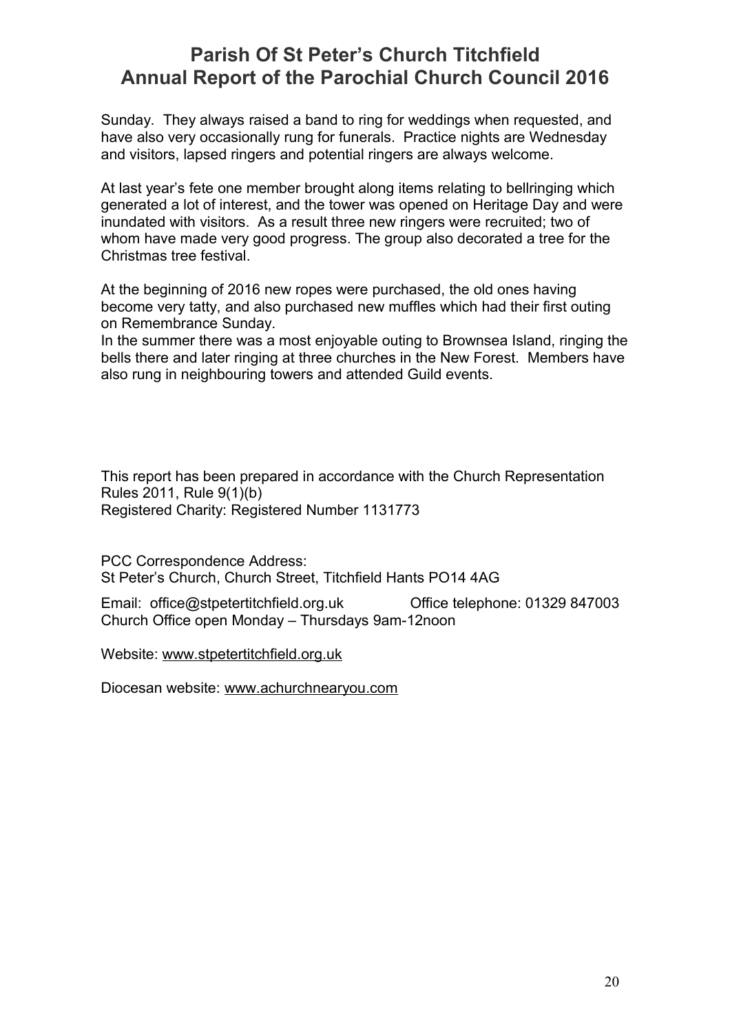Sunday. They always raised a band to ring for weddings when requested, and have also very occasionally rung for funerals. Practice nights are Wednesday and visitors, lapsed ringers and potential ringers are always welcome.

At last year's fete one member brought along items relating to bellringing which generated a lot of interest, and the tower was opened on Heritage Day and were inundated with visitors. As a result three new ringers were recruited; two of whom have made very good progress. The group also decorated a tree for the Christmas tree festival.

At the beginning of 2016 new ropes were purchased, the old ones having become very tatty, and also purchased new muffles which had their first outing on Remembrance Sunday.

In the summer there was a most enjoyable outing to Brownsea Island, ringing the bells there and later ringing at three churches in the New Forest. Members have also rung in neighbouring towers and attended Guild events.

This report has been prepared in accordance with the Church Representation Rules 2011, Rule 9(1)(b)
Registered Charity: Registered Number 1131773

PCC Correspondence Address:
St Peter's Church, Church Street, Titchfield Hants PO14 4AG

Email: office@stpetertitchfield.org.uk Office telephone: 01329 847003
Church Office open Monday – Thursdays 9am-12noon

Website: www.stpetertitchfield.org.uk

Diocesan website: www.achurchnearyou.com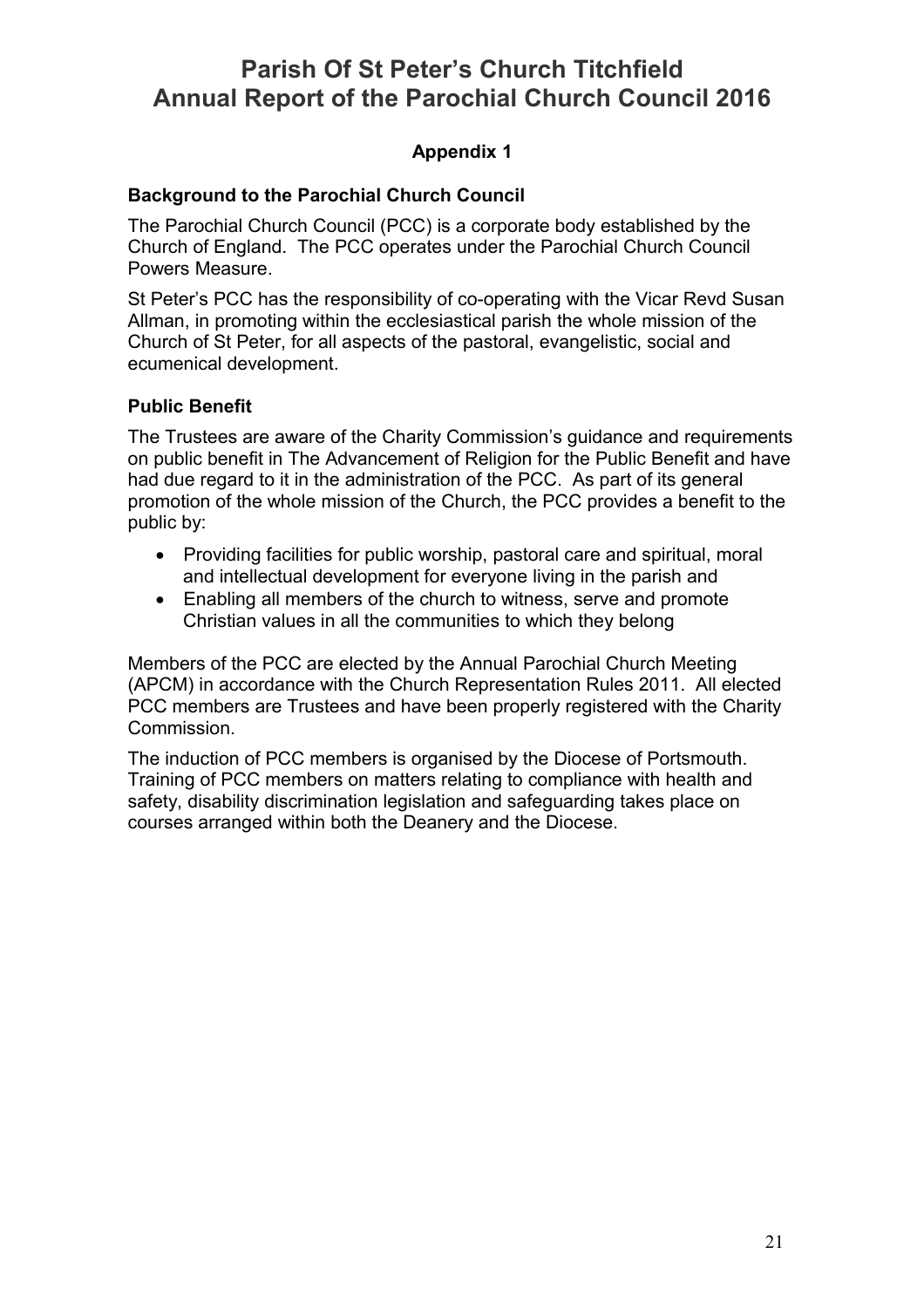# Parish Of St Peter's Church Titchfield
# Annual Report of the Parochial Church Council 2016

### Appendix 1

### Background to the Parochial Church Council

The Parochial Church Council (PCC) is a corporate body established by the Church of England. The PCC operates under the Parochial Church Council Powers Measure.

St Peter's PCC has the responsibility of co-operating with the Vicar Revd Susan Allman, in promoting within the ecclesiastical parish the whole mission of the Church of St Peter, for all aspects of the pastoral, evangelistic, social and ecumenical development.

### Public Benefit

The Trustees are aware of the Charity Commission's guidance and requirements on public benefit in The Advancement of Religion for the Public Benefit and have had due regard to it in the administration of the PCC. As part of its general promotion of the whole mission of the Church, the PCC provides a benefit to the public by:

- Providing facilities for public worship, pastoral care and spiritual, moral and intellectual development for everyone living in the parish and
- Enabling all members of the church to witness, serve and promote Christian values in all the communities to which they belong

Members of the PCC are elected by the Annual Parochial Church Meeting (APCM) in accordance with the Church Representation Rules 2011. All elected PCC members are Trustees and have been properly registered with the Charity Commission.

The induction of PCC members is organised by the Diocese of Portsmouth. Training of PCC members on matters relating to compliance with health and safety, disability discrimination legislation and safeguarding takes place on courses arranged within both the Deanery and the Diocese.